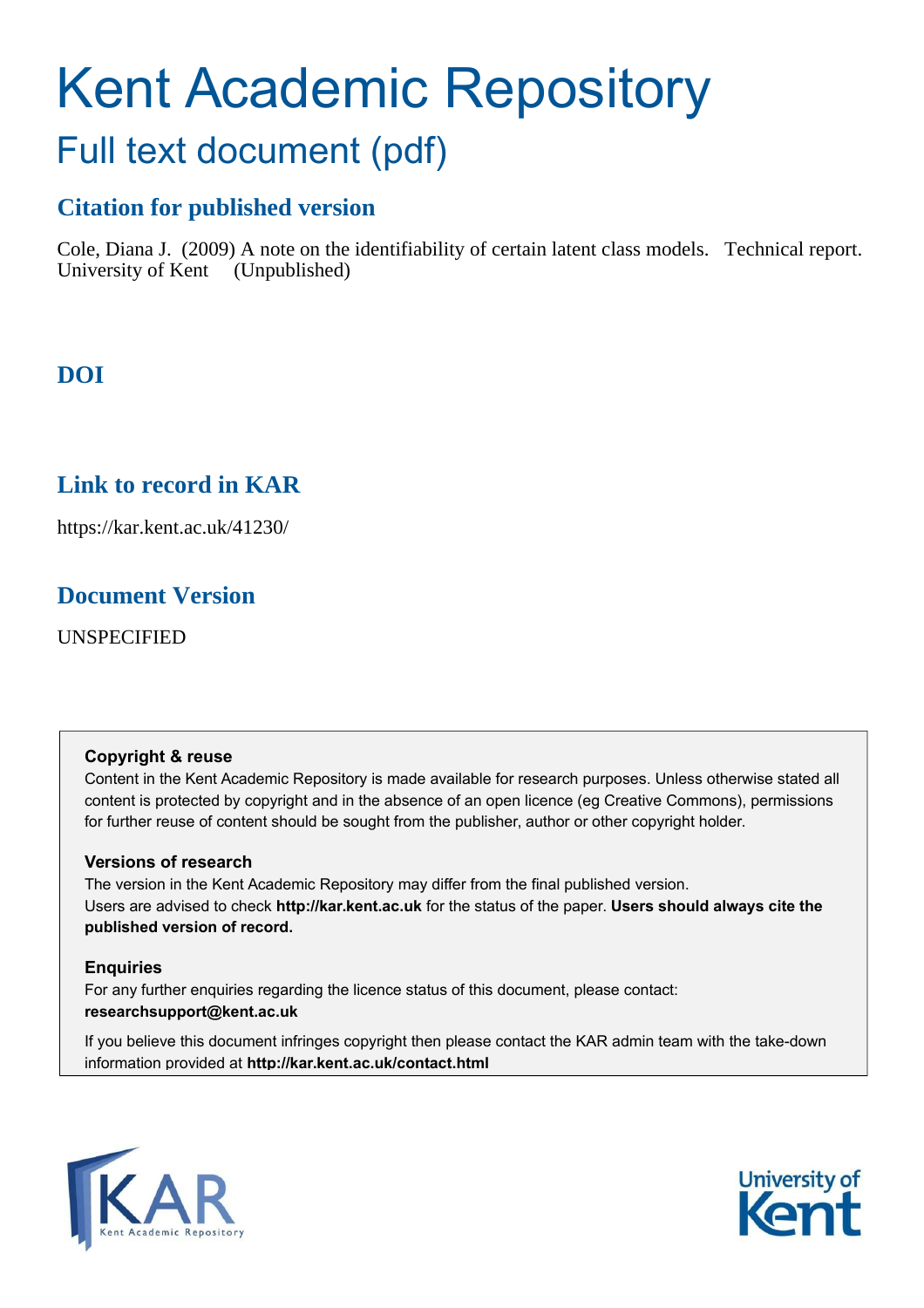# Kent Academic Repository

## Full text document (pdf)

### Citation for published version

Cole, Diana J. (2009) A note on the identifiability of certain latent class models. Technical report. University of Kent (Unpublished)

### DOI

### Link to record in KAR

https://kar.kent.ac.uk/41230/

### Document Version

UNSPECIFIED

**Copyright & reuse**

Content in the Kent Academic Repository is made available for research purposes. Unless otherwise stated all content is protected by copyright and in the absence of an open licence (eg Creative Commons), permissions for further reuse of content should be sought from the publisher, author or other copyright holder.

**Versions of research**

The version in the Kent Academic Repository may differ from the final published version. Users are advised to check **http://kar.kent.ac.uk** for the status of the paper. **Users should always cite the published version of record.**

**Enquiries**

For any further enquiries regarding the licence status of this document, please contact: **researchsupport@kent.ac.uk**

If you believe this document infringes copyright then please contact the KAR admin team with the take-down information provided at **http://kar.kent.ac.uk/contact.html**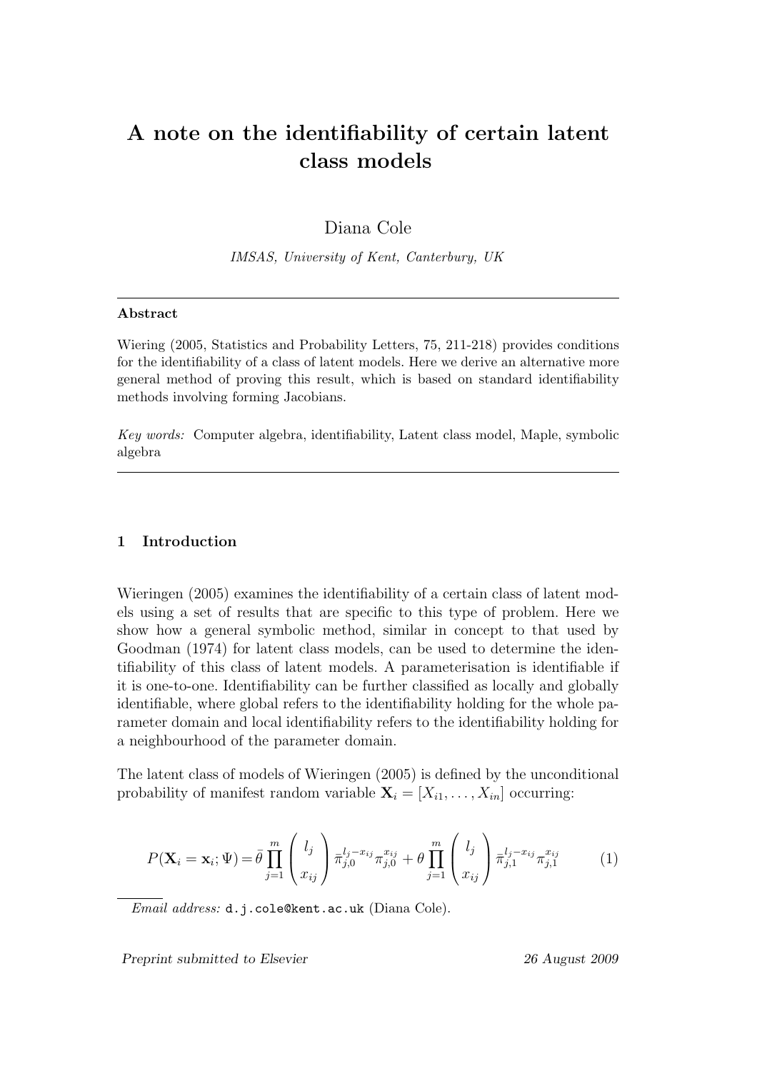# A note on the identifiability of certain latent class models

Diana Cole

*IMSAS, University of Kent, Canterbury, UK*

---

**Abstract**

Wiering (2005, Statistics and Probability Letters, 75, 211-218) provides conditions for the identifiability of a class of latent models. Here we derive an alternative more general method of proving this result, which is based on standard identifiability methods involving forming Jacobians.

*Key words:* Computer algebra, identifiability, Latent class model, Maple, symbolic algebra

---

## 1 Introduction

Wieringen (2005) examines the identifiability of a certain class of latent models using a set of results that are specific to this type of problem. Here we show how a general symbolic method, similar in concept to that used by Goodman (1974) for latent class models, can be used to determine the identifiability of this class of latent models. A parameterisation is identifiable if it is one-to-one. Identifiability can be further classified as locally and globally identifiable, where global refers to the identifiability holding for the whole parameter domain and local identifiability refers to the identifiability holding for a neighbourhood of the parameter domain.

The latent class of models of Wieringen (2005) is defined by the unconditional probability of manifest random variable $\mathbf{X}_i = [X_{i1}, \ldots, X_{in}]$ occurring:

$$P(\mathbf{X}_i = \mathbf{x}_i; \Psi) = \bar{\theta} \prod_{j=1}^{m} \binom{l_j}{x_{ij}} \bar{\pi}_{j,0}^{l_j - x_{ij}} \pi_{j,0}^{x_{ij}} + \theta \prod_{j=1}^{m} \binom{l_j}{x_{ij}} \bar{\pi}_{j,1}^{l_j - x_{ij}} \pi_{j,1}^{x_{ij}} \tag{1}$$

---

*Email address:* d.j.cole@kent.ac.uk (Diana Cole).

Preprint submitted to Elsevier — 26 August 2009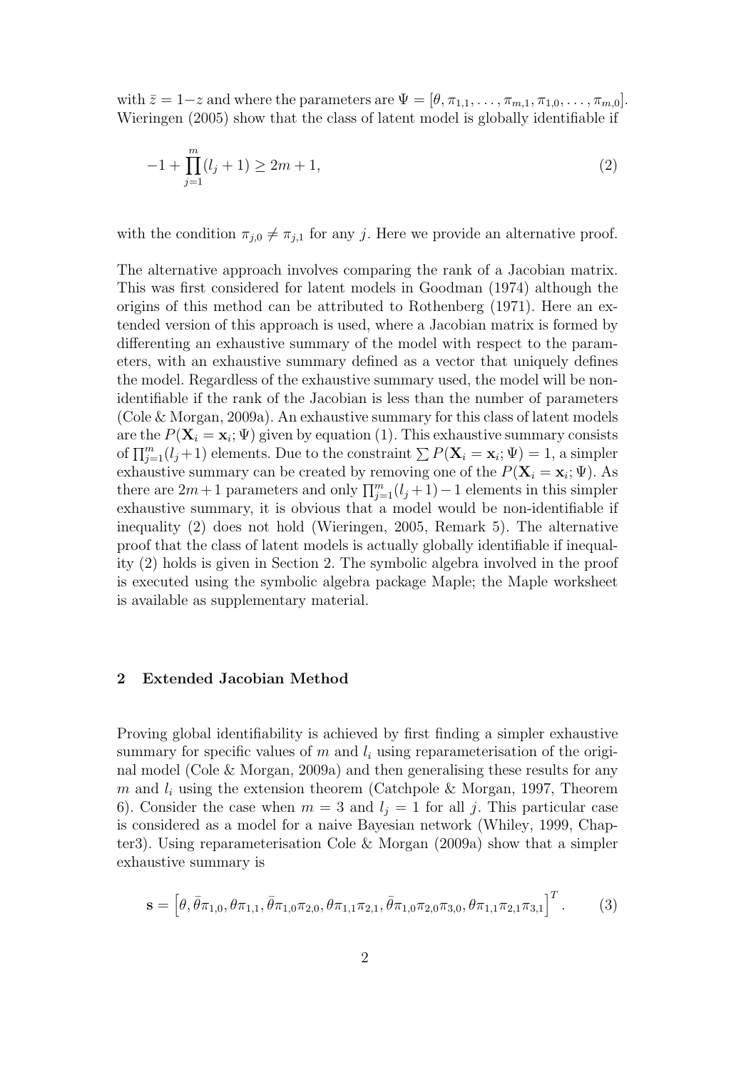with $\bar{z} = 1-z$ and where the parameters are $\Psi = [\theta, \pi_{1,1}, \ldots, \pi_{m,1}, \pi_{1,0}, \ldots, \pi_{m,0}]$. Wieringen (2005) show that the class of latent model is globally identifiable if

$$-1 + \prod_{j=1}^{m} (l_j + 1) \geq 2m + 1, \tag{2}$$

with the condition $\pi_{j,0} \neq \pi_{j,1}$ for any $j$. Here we provide an alternative proof.

The alternative approach involves comparing the rank of a Jacobian matrix. This was first considered for latent models in Goodman (1974) although the origins of this method can be attributed to Rothenberg (1971). Here an extended version of this approach is used, where a Jacobian matrix is formed by differenting an exhaustive summary of the model with respect to the parameters, with an exhaustive summary defined as a vector that uniquely defines the model. Regardless of the exhaustive summary used, the model will be non-identifiable if the rank of the Jacobian is less than the number of parameters (Cole & Morgan, 2009a). An exhaustive summary for this class of latent models are the $P(\mathbf{X}_i = \mathbf{x}_i; \Psi)$ given by equation (1). This exhaustive summary consists of $\prod_{j=1}^{m}(l_j+1)$ elements. Due to the constraint $\sum P(\mathbf{X}_i = \mathbf{x}_i; \Psi) = 1$, a simpler exhaustive summary can be created by removing one of the $P(\mathbf{X}_i = \mathbf{x}_i; \Psi)$. As there are $2m+1$ parameters and only $\prod_{j=1}^{m}(l_j+1) - 1$ elements in this simpler exhaustive summary, it is obvious that a model would be non-identifiable if inequality (2) does not hold (Wieringen, 2005, Remark 5). The alternative proof that the class of latent models is actually globally identifiable if inequality (2) holds is given in Section 2. The symbolic algebra involved in the proof is executed using the symbolic algebra package Maple; the Maple worksheet is available as supplementary material.

## 2 Extended Jacobian Method

Proving global identifiability is achieved by first finding a simpler exhaustive summary for specific values of $m$ and $l_i$ using reparameterisation of the original model (Cole & Morgan, 2009a) and then generalising these results for any $m$ and $l_i$ using the extension theorem (Catchpole & Morgan, 1997, Theorem 6). Consider the case when $m = 3$ and $l_j = 1$ for all $j$. This particular case is considered as a model for a naive Bayesian network (Whiley, 1999, Chapter3). Using reparameterisation Cole & Morgan (2009a) show that a simpler exhaustive summary is

$$\mathbf{s} = \left[\theta, \bar{\theta}\pi_{1,0}, \theta\pi_{1,1}, \bar{\theta}\pi_{1,0}\pi_{2,0}, \theta\pi_{1,1}\pi_{2,1}, \bar{\theta}\pi_{1,0}\pi_{2,0}\pi_{3,0}, \theta\pi_{1,1}\pi_{2,1}\pi_{3,1}\right]^T. \tag{3}$$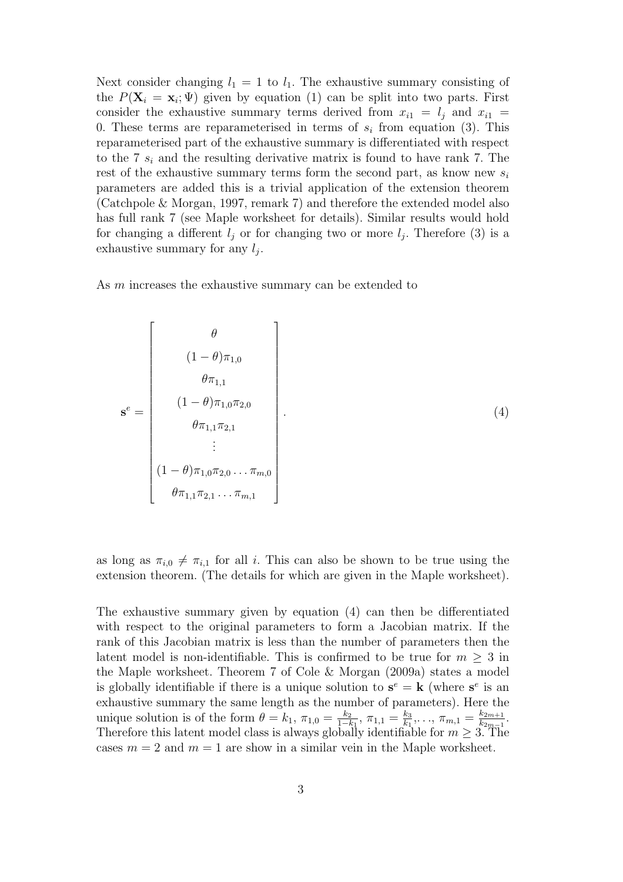Next consider changing $l_1 = 1$ to $l_1$. The exhaustive summary consisting of the $P(\mathbf{X}_i = \mathbf{x}_i; \Psi)$ given by equation (1) can be split into two parts. First consider the exhaustive summary terms derived from $x_{i1} = l_j$ and $x_{i1} = 0$. These terms are reparameterised in terms of $s_i$ from equation (3). This reparameterised part of the exhaustive summary is differentiated with respect to the 7 $s_i$ and the resulting derivative matrix is found to have rank 7. The rest of the exhaustive summary terms form the second part, as know new $s_i$ parameters are added this is a trivial application of the extension theorem (Catchpole & Morgan, 1997, remark 7) and therefore the extended model also has full rank 7 (see Maple worksheet for details). Similar results would hold for changing a different $l_j$ or for changing two or more $l_j$. Therefore (3) is a exhaustive summary for any $l_j$.

As $m$ increases the exhaustive summary can be extended to

$$\mathbf{s}^e = \begin{bmatrix} \theta \\ (1-\theta)\pi_{1,0} \\ \theta\pi_{1,1} \\ (1-\theta)\pi_{1,0}\pi_{2,0} \\ \theta\pi_{1,1}\pi_{2,1} \\ \vdots \\ (1-\theta)\pi_{1,0}\pi_{2,0}\ldots\pi_{m,0} \\ \theta\pi_{1,1}\pi_{2,1}\ldots\pi_{m,1} \end{bmatrix}. \tag{4}$$

as long as $\pi_{i,0} \neq \pi_{i,1}$ for all $i$. This can also be shown to be true using the extension theorem. (The details for which are given in the Maple worksheet).

The exhaustive summary given by equation (4) can then be differentiated with respect to the original parameters to form a Jacobian matrix. If the rank of this Jacobian matrix is less than the number of parameters then the latent model is non-identifiable. This is confirmed to be true for $m \geq 3$ in the Maple worksheet. Theorem 7 of Cole & Morgan (2009a) states a model is globally identifiable if there is a unique solution to $\mathbf{s}^e = \mathbf{k}$ (where $\mathbf{s}^e$ is an exhaustive summary the same length as the number of parameters). Here the unique solution is of the form $\theta = k_1$, $\pi_{1,0} = \frac{k_2}{1-k_1}$, $\pi_{1,1} = \frac{k_3}{k_1}, \ldots, \pi_{m,1} = \frac{k_{2m+1}}{k_{2m-1}}$. Therefore this latent model class is always globally identifiable for $m \geq 3$. The cases $m = 2$ and $m = 1$ are show in a similar vein in the Maple worksheet.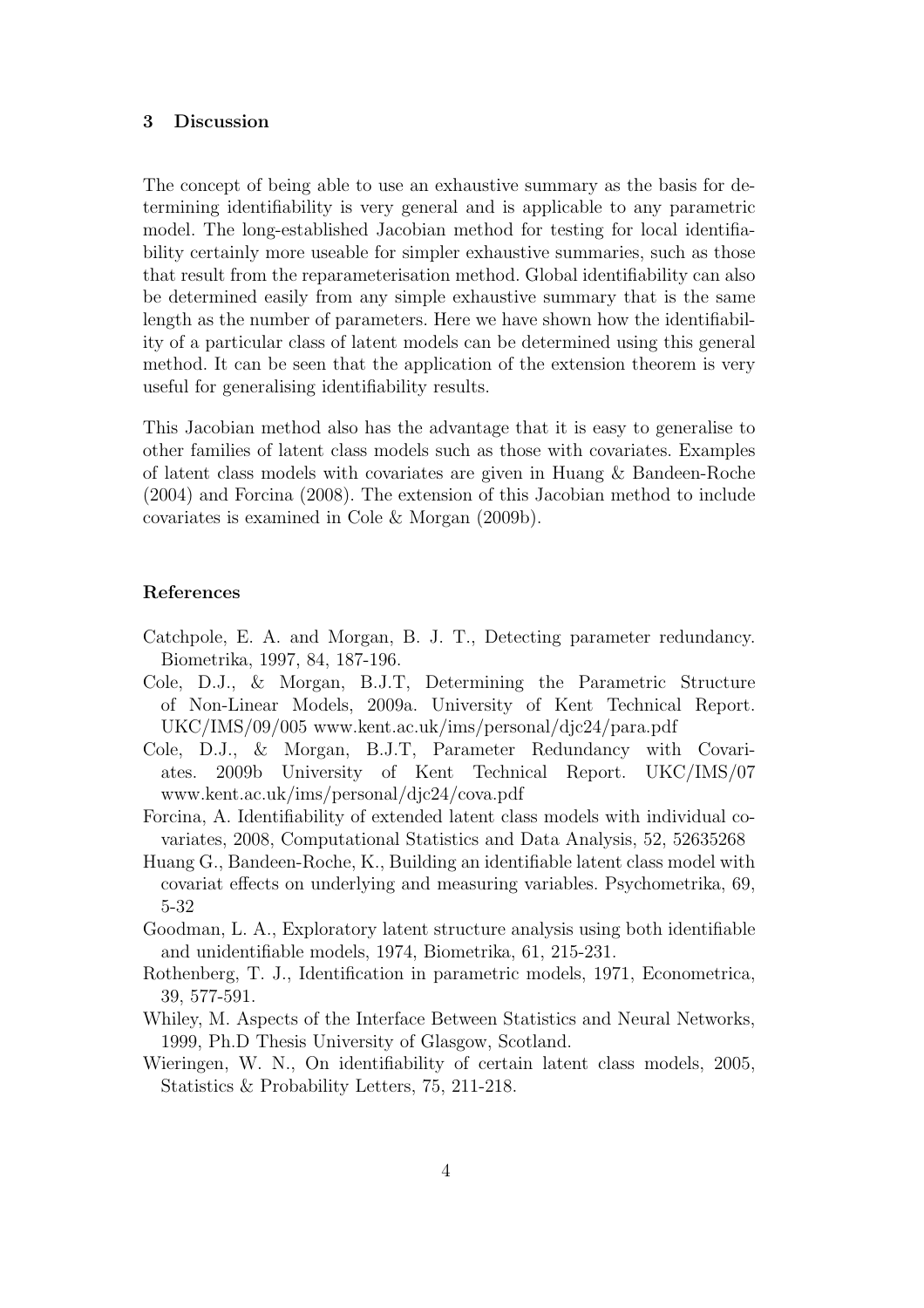## 3 Discussion

The concept of being able to use an exhaustive summary as the basis for determining identifiability is very general and is applicable to any parametric model. The long-established Jacobian method for testing for local identifiability certainly more useable for simpler exhaustive summaries, such as those that result from the reparameterisation method. Global identifiability can also be determined easily from any simple exhaustive summary that is the same length as the number of parameters. Here we have shown how the identifiability of a particular class of latent models can be determined using this general method. It can be seen that the application of the extension theorem is very useful for generalising identifiability results.

This Jacobian method also has the advantage that it is easy to generalise to other families of latent class models such as those with covariates. Examples of latent class models with covariates are given in Huang & Bandeen-Roche (2004) and Forcina (2008). The extension of this Jacobian method to include covariates is examined in Cole & Morgan (2009b).

### References

Catchpole, E. A. and Morgan, B. J. T., Detecting parameter redundancy. Biometrika, 1997, 84, 187-196.

Cole, D.J., & Morgan, B.J.T, Determining the Parametric Structure of Non-Linear Models, 2009a. University of Kent Technical Report. UKC/IMS/09/005 www.kent.ac.uk/ims/personal/djc24/para.pdf

Cole, D.J., & Morgan, B.J.T, Parameter Redundancy with Covariates. 2009b University of Kent Technical Report. UKC/IMS/07 www.kent.ac.uk/ims/personal/djc24/cova.pdf

Forcina, A. Identifiability of extended latent class models with individual covariates, 2008, Computational Statistics and Data Analysis, 52, 52635268

Huang G., Bandeen-Roche, K., Building an identifiable latent class model with covariat effects on underlying and measuring variables. Psychometrika, 69, 5-32

Goodman, L. A., Exploratory latent structure analysis using both identifiable and unidentifiable models, 1974, Biometrika, 61, 215-231.

Rothenberg, T. J., Identification in parametric models, 1971, Econometrica, 39, 577-591.

Whiley, M. Aspects of the Interface Between Statistics and Neural Networks, 1999, Ph.D Thesis University of Glasgow, Scotland.

Wieringen, W. N., On identifiability of certain latent class models, 2005, Statistics & Probability Letters, 75, 211-218.